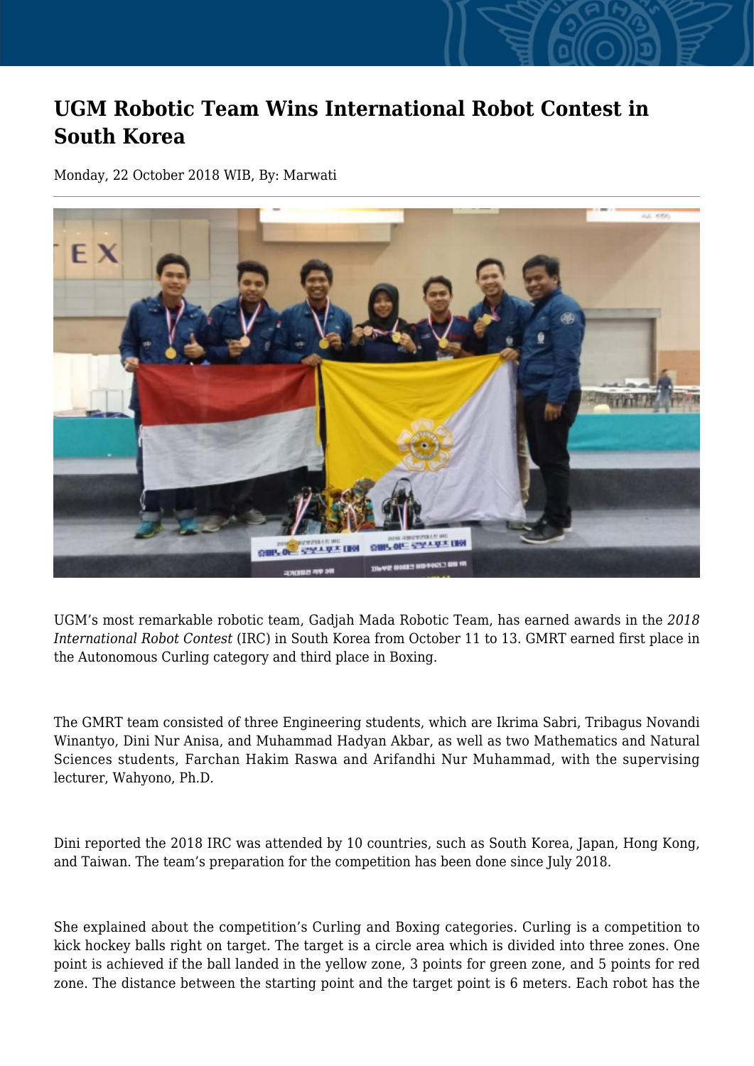# UGM Robotic Team Wins International Robot Contest in South Korea

Monday, 22 October 2018 WIB, By: Marwati

UGM's most remarkable robotic team, Gadjah Mada Robotic Team, has earned awards in the *2018 International Robot Contest* (IRC) in South Korea from October 11 to 13. GMRT earned first place in the Autonomous Curling category and third place in Boxing.

The GMRT team consisted of three Engineering students, which are Ikrima Sabri, Tribagus Novandi Winantyo, Dini Nur Anisa, and Muhammad Hadyan Akbar, as well as two Mathematics and Natural Sciences students, Farchan Hakim Raswa and Arifandhi Nur Muhammad, with the supervising lecturer, Wahyono, Ph.D.

Dini reported the 2018 IRC was attended by 10 countries, such as South Korea, Japan, Hong Kong, and Taiwan. The team's preparation for the competition has been done since July 2018.

She explained about the competition's Curling and Boxing categories. Curling is a competition to kick hockey balls right on target. The target is a circle area which is divided into three zones. One point is achieved if the ball landed in the yellow zone, 3 points for green zone, and 5 points for red zone. The distance between the starting point and the target point is 6 meters. Each robot has the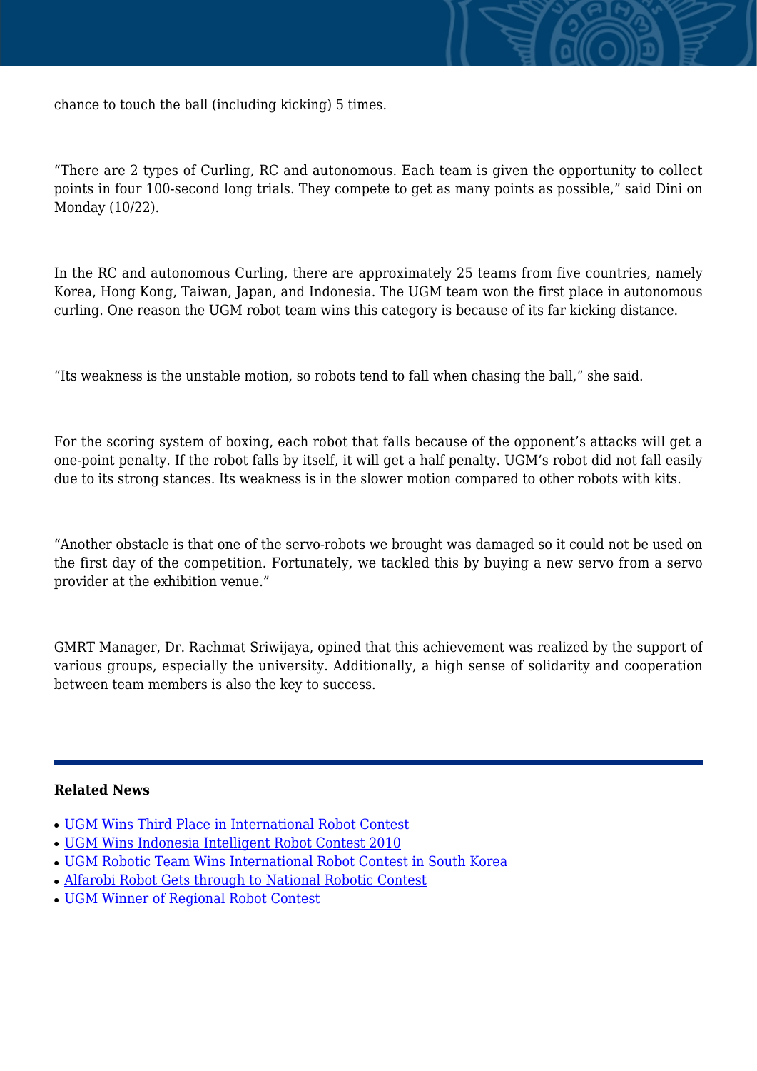chance to touch the ball (including kicking) 5 times.

“There are 2 types of Curling, RC and autonomous. Each team is given the opportunity to collect points in four 100-second long trials. They compete to get as many points as possible,” said Dini on Monday (10/22).

In the RC and autonomous Curling, there are approximately 25 teams from five countries, namely Korea, Hong Kong, Taiwan, Japan, and Indonesia. The UGM team won the first place in autonomous curling. One reason the UGM robot team wins this category is because of its far kicking distance.

“Its weakness is the unstable motion, so robots tend to fall when chasing the ball,” she said.

For the scoring system of boxing, each robot that falls because of the opponent’s attacks will get a one-point penalty. If the robot falls by itself, it will get a half penalty. UGM’s robot did not fall easily due to its strong stances. Its weakness is in the slower motion compared to other robots with kits.

“Another obstacle is that one of the servo-robots we brought was damaged so it could not be used on the first day of the competition. Fortunately, we tackled this by buying a new servo from a servo provider at the exhibition venue.”

GMRT Manager, Dr. Rachmat Sriwijaya, opined that this achievement was realized by the support of various groups, especially the university. Additionally, a high sense of solidarity and cooperation between team members is also the key to success.

---

**Related News**

- UGM Wins Third Place in International Robot Contest
- UGM Wins Indonesia Intelligent Robot Contest 2010
- UGM Robotic Team Wins International Robot Contest in South Korea
- Alfarobi Robot Gets through to National Robotic Contest
- UGM Winner of Regional Robot Contest